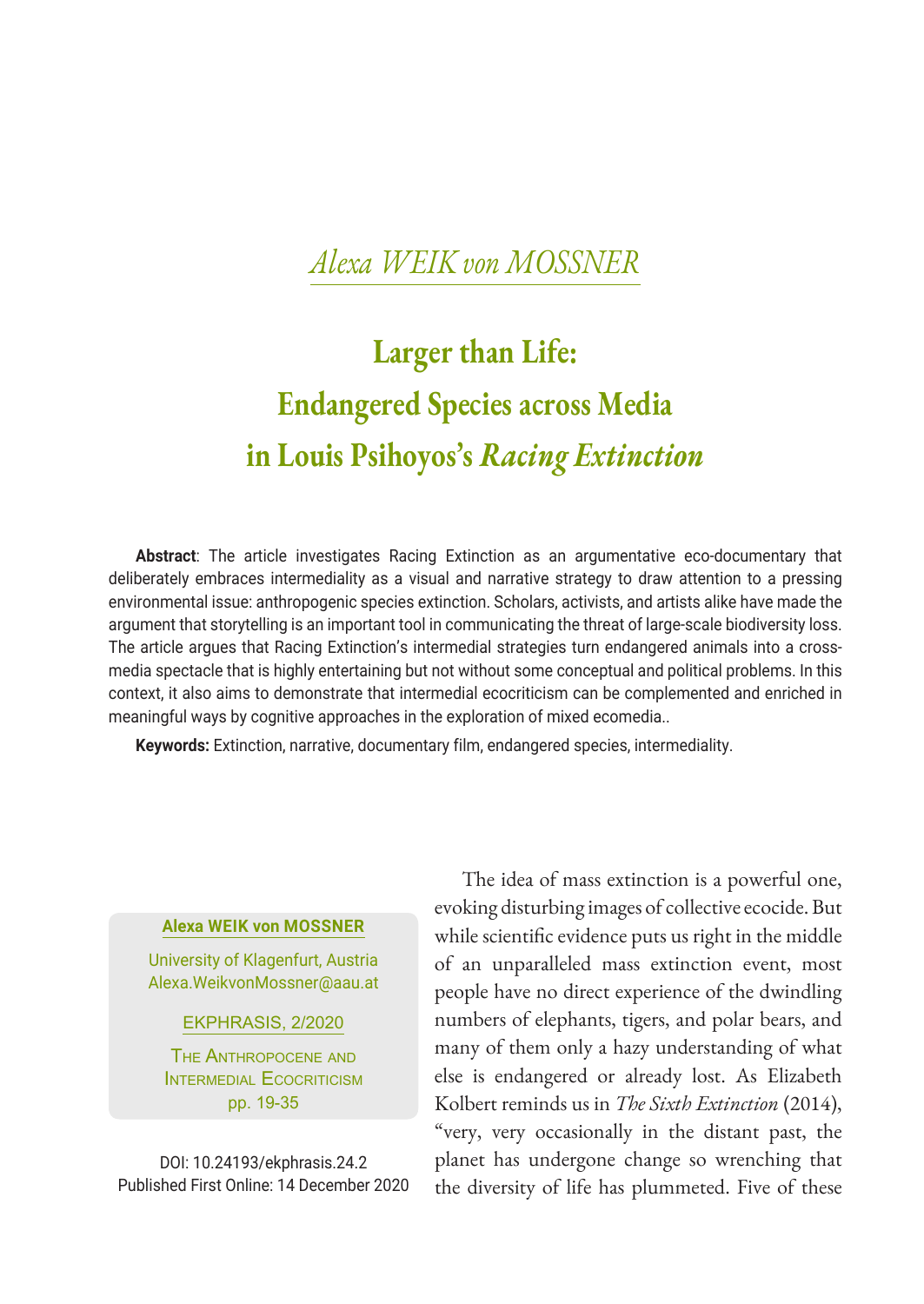*Alexa WEIK von MOSSNER*

# Larger than Life: Endangered Species across Media in Louis Psihoyos's *Racing Extinction*

**Abstract**: The article investigates Racing Extinction as an argumentative eco-documentary that deliberately embraces intermediality as a visual and narrative strategy to draw attention to a pressing environmental issue: anthropogenic species extinction. Scholars, activists, and artists alike have made the argument that storytelling is an important tool in communicating the threat of large-scale biodiversity loss. The article argues that Racing Extinction's intermedial strategies turn endangered animals into a cross-media spectacle that is highly entertaining but not without some conceptual and political problems. In this context, it also aims to demonstrate that intermedial ecocriticism can be complemented and enriched in meaningful ways by cognitive approaches in the exploration of mixed ecomedia..

**Keywords:** Extinction, narrative, documentary film, endangered species, intermediality.

**Alexa WEIK von MOSSNER**

University of Klagenfurt, Austria
Alexa.WeikvonMossner@aau.at

EKPHRASIS, 2/2020

The Anthropocene and Intermedial Ecocriticism
pp. 19-35

DOI: 10.24193/ekphrasis.24.2
Published First Online: 14 December 2020

The idea of mass extinction is a powerful one, evoking disturbing images of collective ecocide. But while scientific evidence puts us right in the middle of an unparalleled mass extinction event, most people have no direct experience of the dwindling numbers of elephants, tigers, and polar bears, and many of them only a hazy understanding of what else is endangered or already lost. As Elizabeth Kolbert reminds us in *The Sixth Extinction* (2014), "very, very occasionally in the distant past, the planet has undergone change so wrenching that the diversity of life has plummeted. Five of these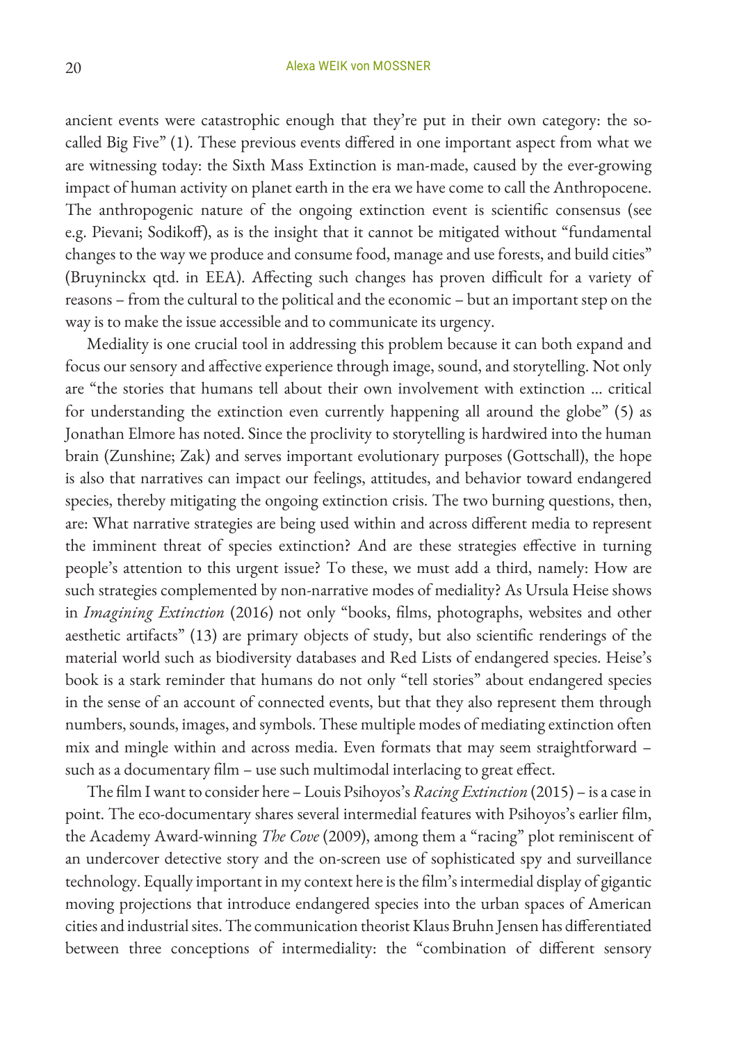ancient events were catastrophic enough that they're put in their own category: the so-called Big Five" (1). These previous events differed in one important aspect from what we are witnessing today: the Sixth Mass Extinction is man-made, caused by the ever-growing impact of human activity on planet earth in the era we have come to call the Anthropocene. The anthropogenic nature of the ongoing extinction event is scientific consensus (see e.g. Pievani; Sodikoff), as is the insight that it cannot be mitigated without "fundamental changes to the way we produce and consume food, manage and use forests, and build cities" (Bruyninckx qtd. in EEA). Affecting such changes has proven difficult for a variety of reasons – from the cultural to the political and the economic – but an important step on the way is to make the issue accessible and to communicate its urgency.

Mediality is one crucial tool in addressing this problem because it can both expand and focus our sensory and affective experience through image, sound, and storytelling. Not only are "the stories that humans tell about their own involvement with extinction ... critical for understanding the extinction even currently happening all around the globe" (5) as Jonathan Elmore has noted. Since the proclivity to storytelling is hardwired into the human brain (Zunshine; Zak) and serves important evolutionary purposes (Gottschall), the hope is also that narratives can impact our feelings, attitudes, and behavior toward endangered species, thereby mitigating the ongoing extinction crisis. The two burning questions, then, are: What narrative strategies are being used within and across different media to represent the imminent threat of species extinction? And are these strategies effective in turning people's attention to this urgent issue? To these, we must add a third, namely: How are such strategies complemented by non-narrative modes of mediality? As Ursula Heise shows in *Imagining Extinction* (2016) not only "books, films, photographs, websites and other aesthetic artifacts" (13) are primary objects of study, but also scientific renderings of the material world such as biodiversity databases and Red Lists of endangered species. Heise's book is a stark reminder that humans do not only "tell stories" about endangered species in the sense of an account of connected events, but that they also represent them through numbers, sounds, images, and symbols. These multiple modes of mediating extinction often mix and mingle within and across media. Even formats that may seem straightforward – such as a documentary film – use such multimodal interlacing to great effect.

The film I want to consider here – Louis Psihoyos's *Racing Extinction* (2015) – is a case in point. The eco-documentary shares several intermedial features with Psihoyos's earlier film, the Academy Award-winning *The Cove* (2009), among them a "racing" plot reminiscent of an undercover detective story and the on-screen use of sophisticated spy and surveillance technology. Equally important in my context here is the film's intermedial display of gigantic moving projections that introduce endangered species into the urban spaces of American cities and industrial sites. The communication theorist Klaus Bruhn Jensen has differentiated between three conceptions of intermediality: the "combination of different sensory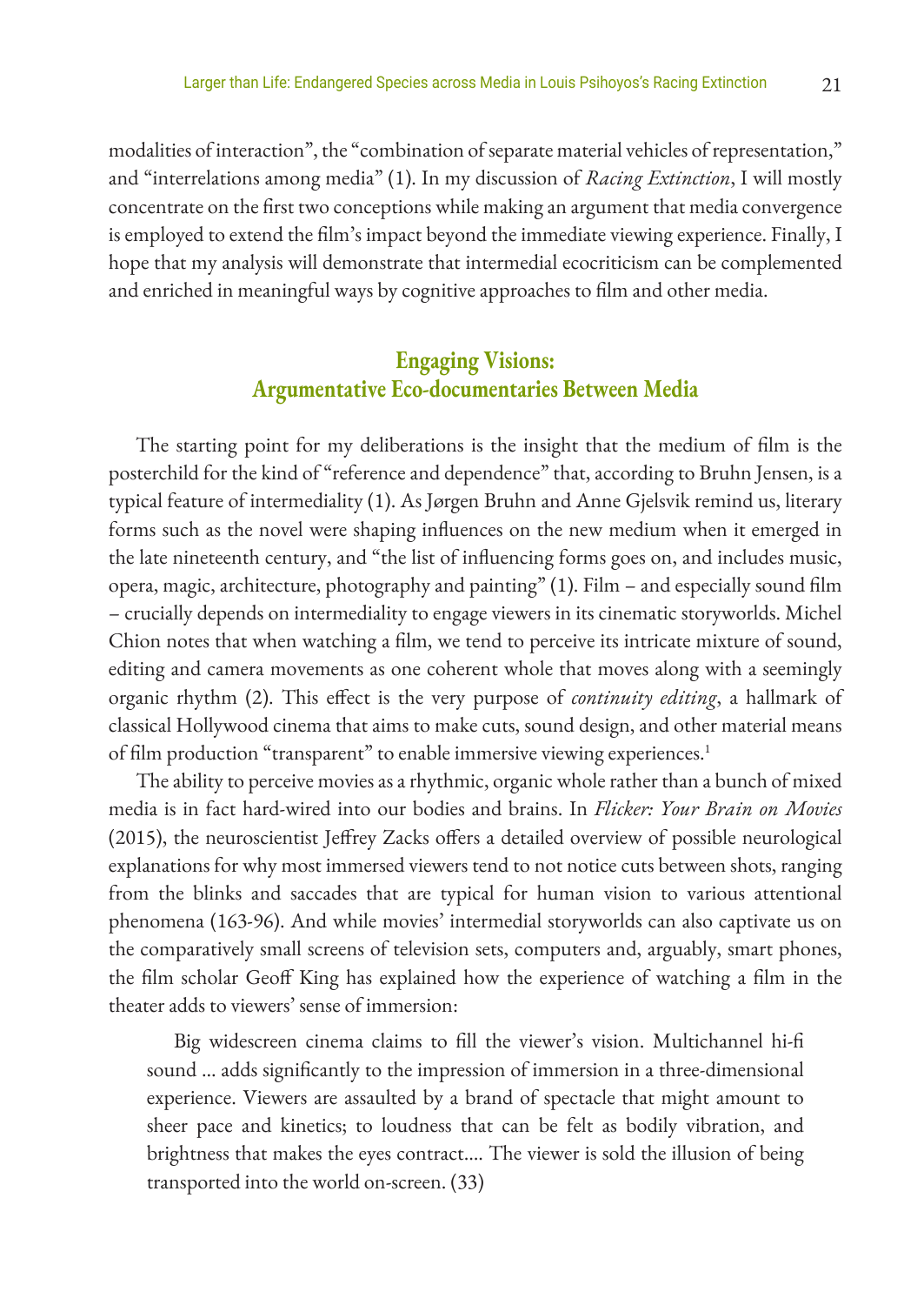modalities of interaction", the "combination of separate material vehicles of representation," and "interrelations among media" (1). In my discussion of *Racing Extinction*, I will mostly concentrate on the first two conceptions while making an argument that media convergence is employed to extend the film's impact beyond the immediate viewing experience. Finally, I hope that my analysis will demonstrate that intermedial ecocriticism can be complemented and enriched in meaningful ways by cognitive approaches to film and other media.

## Engaging Visions: Argumentative Eco-documentaries Between Media

The starting point for my deliberations is the insight that the medium of film is the posterchild for the kind of "reference and dependence" that, according to Bruhn Jensen, is a typical feature of intermediality (1). As Jørgen Bruhn and Anne Gjelsvik remind us, literary forms such as the novel were shaping influences on the new medium when it emerged in the late nineteenth century, and "the list of influencing forms goes on, and includes music, opera, magic, architecture, photography and painting" (1). Film – and especially sound film – crucially depends on intermediality to engage viewers in its cinematic storyworlds. Michel Chion notes that when watching a film, we tend to perceive its intricate mixture of sound, editing and camera movements as one coherent whole that moves along with a seemingly organic rhythm (2). This effect is the very purpose of *continuity editing*, a hallmark of classical Hollywood cinema that aims to make cuts, sound design, and other material means of film production "transparent" to enable immersive viewing experiences.[1]

The ability to perceive movies as a rhythmic, organic whole rather than a bunch of mixed media is in fact hard-wired into our bodies and brains. In *Flicker: Your Brain on Movies* (2015), the neuroscientist Jeffrey Zacks offers a detailed overview of possible neurological explanations for why most immersed viewers tend to not notice cuts between shots, ranging from the blinks and saccades that are typical for human vision to various attentional phenomena (163-96). And while movies' intermedial storyworlds can also captivate us on the comparatively small screens of television sets, computers and, arguably, smart phones, the film scholar Geoff King has explained how the experience of watching a film in the theater adds to viewers' sense of immersion:

> Big widescreen cinema claims to fill the viewer's vision. Multichannel hi-fi sound … adds significantly to the impression of immersion in a three-dimensional experience. Viewers are assaulted by a brand of spectacle that might amount to sheer pace and kinetics; to loudness that can be felt as bodily vibration, and brightness that makes the eyes contract.… The viewer is sold the illusion of being transported into the world on-screen. (33)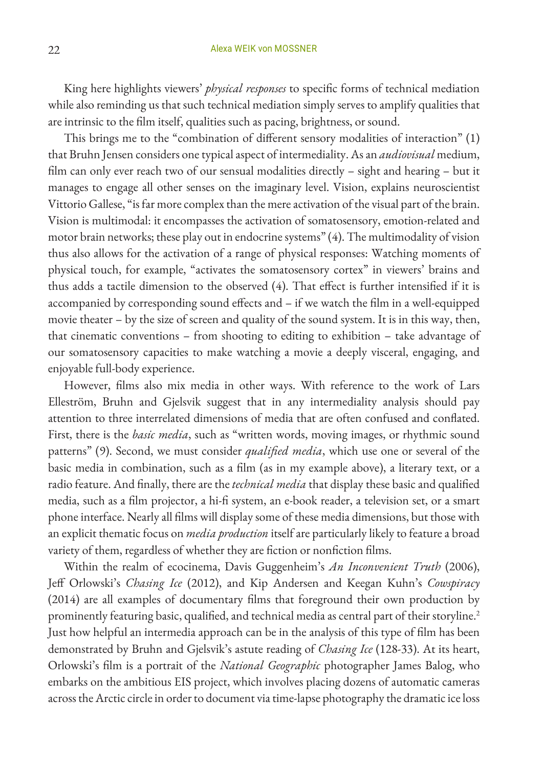King here highlights viewers' *physical responses* to specific forms of technical mediation while also reminding us that such technical mediation simply serves to amplify qualities that are intrinsic to the film itself, qualities such as pacing, brightness, or sound.

This brings me to the "combination of different sensory modalities of interaction" (1) that Bruhn Jensen considers one typical aspect of intermediality. As an *audiovisual* medium, film can only ever reach two of our sensual modalities directly – sight and hearing – but it manages to engage all other senses on the imaginary level. Vision, explains neuroscientist Vittorio Gallese, "is far more complex than the mere activation of the visual part of the brain. Vision is multimodal: it encompasses the activation of somatosensory, emotion-related and motor brain networks; these play out in endocrine systems" (4). The multimodality of vision thus also allows for the activation of a range of physical responses: Watching moments of physical touch, for example, "activates the somatosensory cortex" in viewers' brains and thus adds a tactile dimension to the observed (4). That effect is further intensified if it is accompanied by corresponding sound effects and – if we watch the film in a well-equipped movie theater – by the size of screen and quality of the sound system. It is in this way, then, that cinematic conventions – from shooting to editing to exhibition – take advantage of our somatosensory capacities to make watching a movie a deeply visceral, engaging, and enjoyable full-body experience.

However, films also mix media in other ways. With reference to the work of Lars Elleström, Bruhn and Gjelsvik suggest that in any intermediality analysis should pay attention to three interrelated dimensions of media that are often confused and conflated. First, there is the *basic media*, such as "written words, moving images, or rhythmic sound patterns" (9). Second, we must consider *qualified media*, which use one or several of the basic media in combination, such as a film (as in my example above), a literary text, or a radio feature. And finally, there are the *technical media* that display these basic and qualified media, such as a film projector, a hi-fi system, an e-book reader, a television set, or a smart phone interface. Nearly all films will display some of these media dimensions, but those with an explicit thematic focus on *media production* itself are particularly likely to feature a broad variety of them, regardless of whether they are fiction or nonfiction films.

Within the realm of ecocinema, Davis Guggenheim's *An Inconvenient Truth* (2006), Jeff Orlowski's *Chasing Ice* (2012), and Kip Andersen and Keegan Kuhn's *Cowspiracy* (2014) are all examples of documentary films that foreground their own production by prominently featuring basic, qualified, and technical media as central part of their storyline.[2] Just how helpful an intermedia approach can be in the analysis of this type of film has been demonstrated by Bruhn and Gjelsvik's astute reading of *Chasing Ice* (128-33). At its heart, Orlowski's film is a portrait of the *National Geographic* photographer James Balog, who embarks on the ambitious EIS project, which involves placing dozens of automatic cameras across the Arctic circle in order to document via time-lapse photography the dramatic ice loss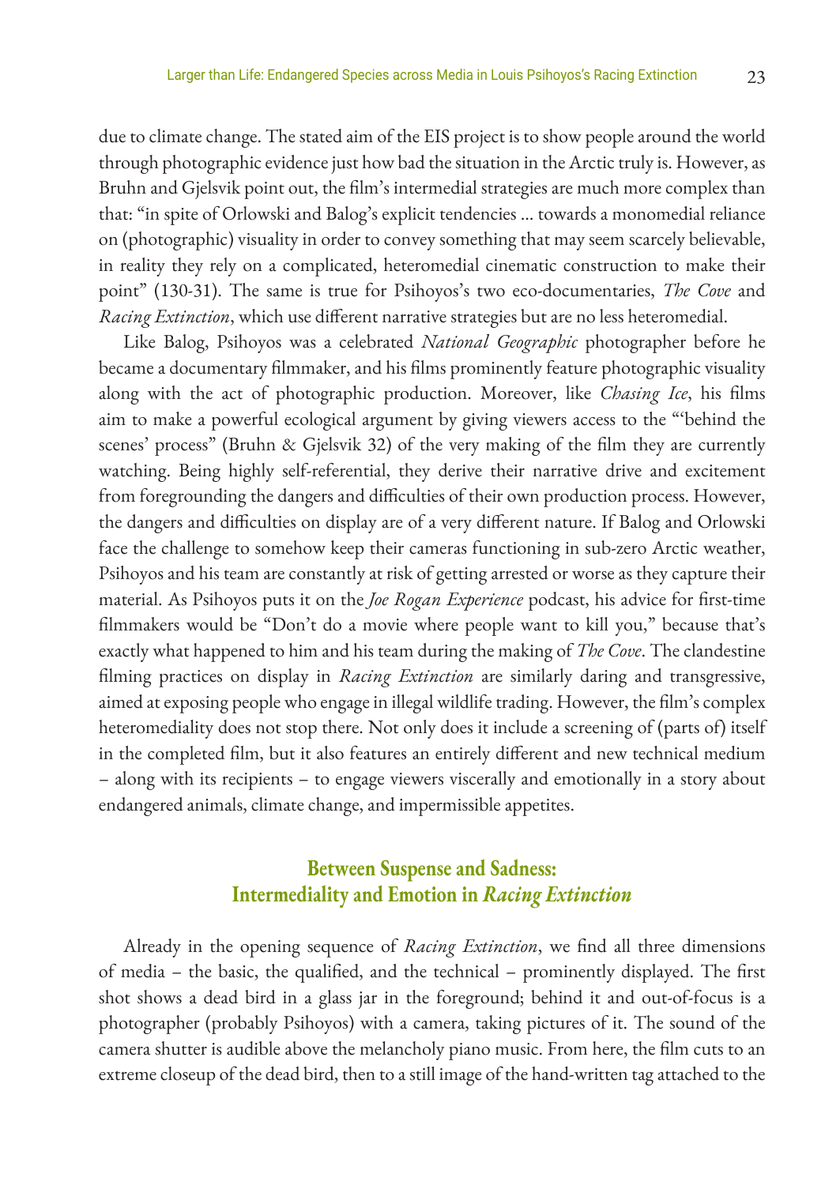due to climate change. The stated aim of the EIS project is to show people around the world through photographic evidence just how bad the situation in the Arctic truly is. However, as Bruhn and Gjelsvik point out, the film's intermedial strategies are much more complex than that: "in spite of Orlowski and Balog's explicit tendencies … towards a monomedial reliance on (photographic) visuality in order to convey something that may seem scarcely believable, in reality they rely on a complicated, heteromedial cinematic construction to make their point" (130-31). The same is true for Psihoyos's two eco-documentaries, *The Cove* and *Racing Extinction*, which use different narrative strategies but are no less heteromedial.

Like Balog, Psihoyos was a celebrated *National Geographic* photographer before he became a documentary filmmaker, and his films prominently feature photographic visuality along with the act of photographic production. Moreover, like *Chasing Ice*, his films aim to make a powerful ecological argument by giving viewers access to the "'behind the scenes' process" (Bruhn & Gjelsvik 32) of the very making of the film they are currently watching. Being highly self-referential, they derive their narrative drive and excitement from foregrounding the dangers and difficulties of their own production process. However, the dangers and difficulties on display are of a very different nature. If Balog and Orlowski face the challenge to somehow keep their cameras functioning in sub-zero Arctic weather, Psihoyos and his team are constantly at risk of getting arrested or worse as they capture their material. As Psihoyos puts it on the *Joe Rogan Experience* podcast, his advice for first-time filmmakers would be "Don't do a movie where people want to kill you," because that's exactly what happened to him and his team during the making of *The Cove*. The clandestine filming practices on display in *Racing Extinction* are similarly daring and transgressive, aimed at exposing people who engage in illegal wildlife trading. However, the film's complex heteromediality does not stop there. Not only does it include a screening of (parts of) itself in the completed film, but it also features an entirely different and new technical medium – along with its recipients – to engage viewers viscerally and emotionally in a story about endangered animals, climate change, and impermissible appetites.

## Between Suspense and Sadness: Intermediality and Emotion in *Racing Extinction*

Already in the opening sequence of *Racing Extinction*, we find all three dimensions of media – the basic, the qualified, and the technical – prominently displayed. The first shot shows a dead bird in a glass jar in the foreground; behind it and out-of-focus is a photographer (probably Psihoyos) with a camera, taking pictures of it. The sound of the camera shutter is audible above the melancholy piano music. From here, the film cuts to an extreme closeup of the dead bird, then to a still image of the hand-written tag attached to the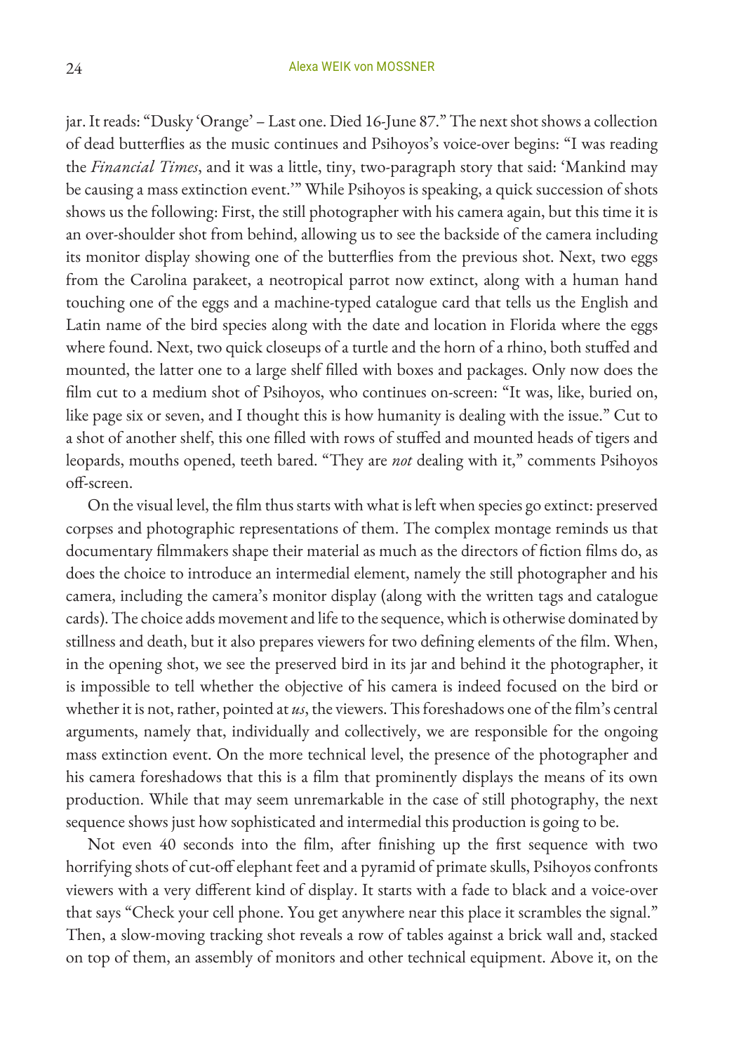jar. It reads: "Dusky 'Orange' – Last one. Died 16-June 87." The next shot shows a collection of dead butterflies as the music continues and Psihoyos's voice-over begins: "I was reading the *Financial Times*, and it was a little, tiny, two-paragraph story that said: 'Mankind may be causing a mass extinction event.'" While Psihoyos is speaking, a quick succession of shots shows us the following: First, the still photographer with his camera again, but this time it is an over-shoulder shot from behind, allowing us to see the backside of the camera including its monitor display showing one of the butterflies from the previous shot. Next, two eggs from the Carolina parakeet, a neotropical parrot now extinct, along with a human hand touching one of the eggs and a machine-typed catalogue card that tells us the English and Latin name of the bird species along with the date and location in Florida where the eggs where found. Next, two quick closeups of a turtle and the horn of a rhino, both stuffed and mounted, the latter one to a large shelf filled with boxes and packages. Only now does the film cut to a medium shot of Psihoyos, who continues on-screen: "It was, like, buried on, like page six or seven, and I thought this is how humanity is dealing with the issue." Cut to a shot of another shelf, this one filled with rows of stuffed and mounted heads of tigers and leopards, mouths opened, teeth bared. "They are *not* dealing with it," comments Psihoyos off-screen.

On the visual level, the film thus starts with what is left when species go extinct: preserved corpses and photographic representations of them. The complex montage reminds us that documentary filmmakers shape their material as much as the directors of fiction films do, as does the choice to introduce an intermedial element, namely the still photographer and his camera, including the camera's monitor display (along with the written tags and catalogue cards). The choice adds movement and life to the sequence, which is otherwise dominated by stillness and death, but it also prepares viewers for two defining elements of the film. When, in the opening shot, we see the preserved bird in its jar and behind it the photographer, it is impossible to tell whether the objective of his camera is indeed focused on the bird or whether it is not, rather, pointed at *us*, the viewers. This foreshadows one of the film's central arguments, namely that, individually and collectively, we are responsible for the ongoing mass extinction event. On the more technical level, the presence of the photographer and his camera foreshadows that this is a film that prominently displays the means of its own production. While that may seem unremarkable in the case of still photography, the next sequence shows just how sophisticated and intermedial this production is going to be.

Not even 40 seconds into the film, after finishing up the first sequence with two horrifying shots of cut-off elephant feet and a pyramid of primate skulls, Psihoyos confronts viewers with a very different kind of display. It starts with a fade to black and a voice-over that says "Check your cell phone. You get anywhere near this place it scrambles the signal." Then, a slow-moving tracking shot reveals a row of tables against a brick wall and, stacked on top of them, an assembly of monitors and other technical equipment. Above it, on the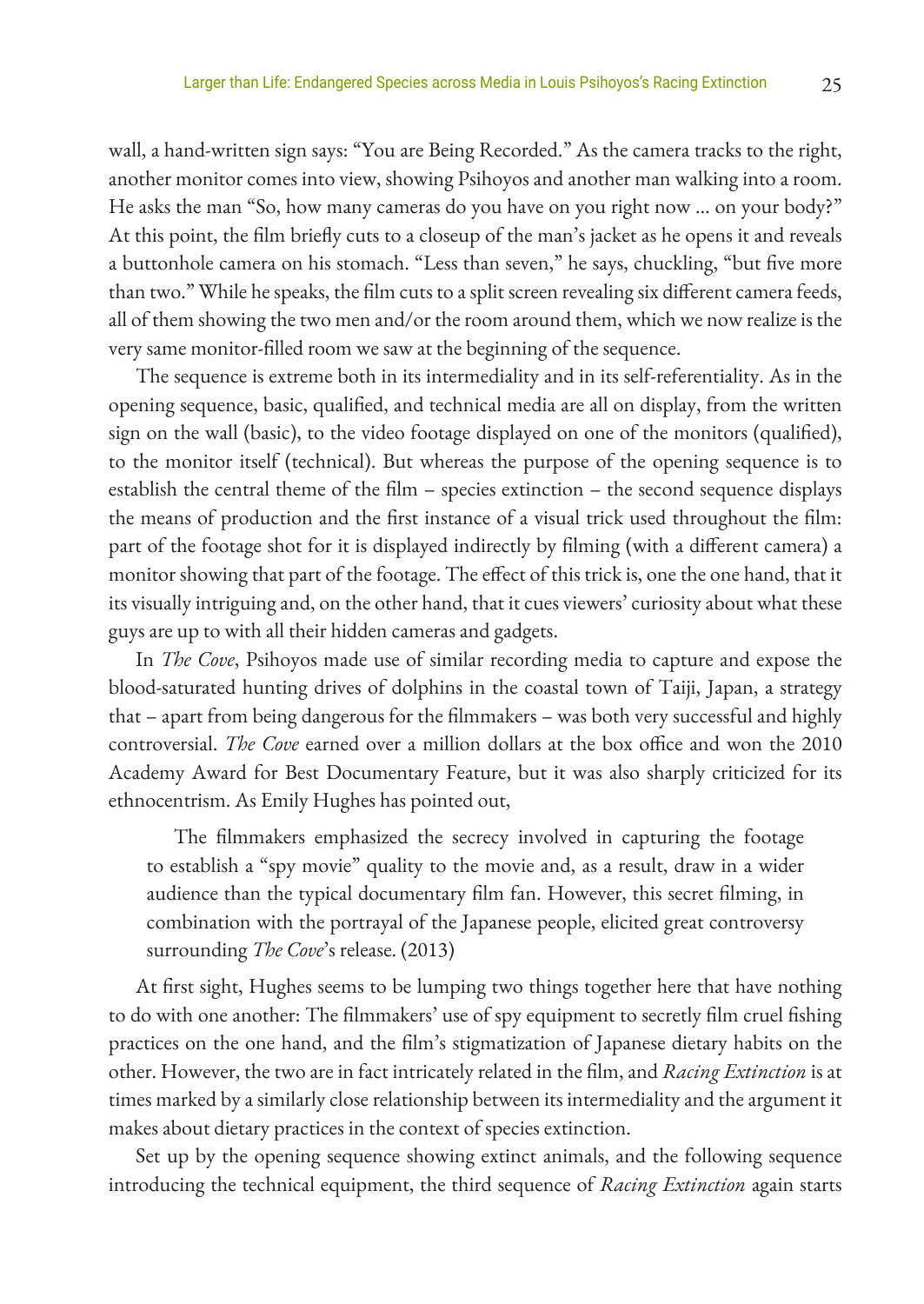wall, a hand-written sign says: "You are Being Recorded." As the camera tracks to the right, another monitor comes into view, showing Psihoyos and another man walking into a room. He asks the man "So, how many cameras do you have on you right now … on your body?" At this point, the film briefly cuts to a closeup of the man's jacket as he opens it and reveals a buttonhole camera on his stomach. "Less than seven," he says, chuckling, "but five more than two." While he speaks, the film cuts to a split screen revealing six different camera feeds, all of them showing the two men and/or the room around them, which we now realize is the very same monitor-filled room we saw at the beginning of the sequence.

The sequence is extreme both in its intermediality and in its self-referentiality. As in the opening sequence, basic, qualified, and technical media are all on display, from the written sign on the wall (basic), to the video footage displayed on one of the monitors (qualified), to the monitor itself (technical). But whereas the purpose of the opening sequence is to establish the central theme of the film – species extinction – the second sequence displays the means of production and the first instance of a visual trick used throughout the film: part of the footage shot for it is displayed indirectly by filming (with a different camera) a monitor showing that part of the footage. The effect of this trick is, one the one hand, that it its visually intriguing and, on the other hand, that it cues viewers' curiosity about what these guys are up to with all their hidden cameras and gadgets.

In *The Cove*, Psihoyos made use of similar recording media to capture and expose the blood-saturated hunting drives of dolphins in the coastal town of Taiji, Japan, a strategy that – apart from being dangerous for the filmmakers – was both very successful and highly controversial. *The Cove* earned over a million dollars at the box office and won the 2010 Academy Award for Best Documentary Feature, but it was also sharply criticized for its ethnocentrism. As Emily Hughes has pointed out,

> The filmmakers emphasized the secrecy involved in capturing the footage to establish a "spy movie" quality to the movie and, as a result, draw in a wider audience than the typical documentary film fan. However, this secret filming, in combination with the portrayal of the Japanese people, elicited great controversy surrounding *The Cove*'s release. (2013)

At first sight, Hughes seems to be lumping two things together here that have nothing to do with one another: The filmmakers' use of spy equipment to secretly film cruel fishing practices on the one hand, and the film's stigmatization of Japanese dietary habits on the other. However, the two are in fact intricately related in the film, and *Racing Extinction* is at times marked by a similarly close relationship between its intermediality and the argument it makes about dietary practices in the context of species extinction.

Set up by the opening sequence showing extinct animals, and the following sequence introducing the technical equipment, the third sequence of *Racing Extinction* again starts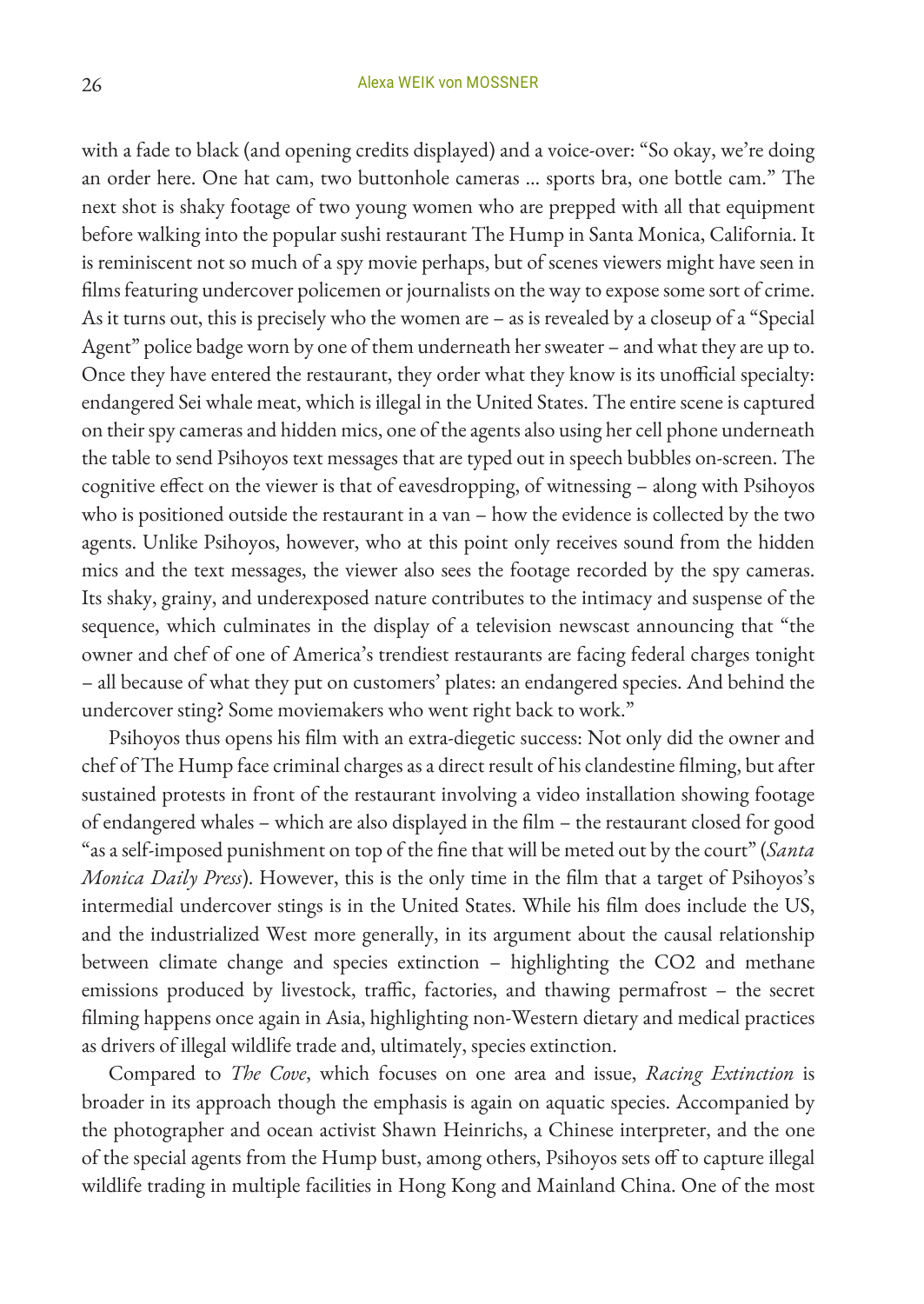with a fade to black (and opening credits displayed) and a voice-over: "So okay, we're doing an order here. One hat cam, two buttonhole cameras ... sports bra, one bottle cam." The next shot is shaky footage of two young women who are prepped with all that equipment before walking into the popular sushi restaurant The Hump in Santa Monica, California. It is reminiscent not so much of a spy movie perhaps, but of scenes viewers might have seen in films featuring undercover policemen or journalists on the way to expose some sort of crime. As it turns out, this is precisely who the women are – as is revealed by a closeup of a "Special Agent" police badge worn by one of them underneath her sweater – and what they are up to. Once they have entered the restaurant, they order what they know is its unofficial specialty: endangered Sei whale meat, which is illegal in the United States. The entire scene is captured on their spy cameras and hidden mics, one of the agents also using her cell phone underneath the table to send Psihoyos text messages that are typed out in speech bubbles on-screen. The cognitive effect on the viewer is that of eavesdropping, of witnessing – along with Psihoyos who is positioned outside the restaurant in a van – how the evidence is collected by the two agents. Unlike Psihoyos, however, who at this point only receives sound from the hidden mics and the text messages, the viewer also sees the footage recorded by the spy cameras. Its shaky, grainy, and underexposed nature contributes to the intimacy and suspense of the sequence, which culminates in the display of a television newscast announcing that "the owner and chef of one of America's trendiest restaurants are facing federal charges tonight – all because of what they put on customers' plates: an endangered species. And behind the undercover sting? Some moviemakers who went right back to work."

Psihoyos thus opens his film with an extra-diegetic success: Not only did the owner and chef of The Hump face criminal charges as a direct result of his clandestine filming, but after sustained protests in front of the restaurant involving a video installation showing footage of endangered whales – which are also displayed in the film – the restaurant closed for good "as a self-imposed punishment on top of the fine that will be meted out by the court" (*Santa Monica Daily Press*). However, this is the only time in the film that a target of Psihoyos's intermedial undercover stings is in the United States. While his film does include the US, and the industrialized West more generally, in its argument about the causal relationship between climate change and species extinction – highlighting the $CO_2$ and methane emissions produced by livestock, traffic, factories, and thawing permafrost – the secret filming happens once again in Asia, highlighting non-Western dietary and medical practices as drivers of illegal wildlife trade and, ultimately, species extinction.

Compared to *The Cove*, which focuses on one area and issue, *Racing Extinction* is broader in its approach though the emphasis is again on aquatic species. Accompanied by the photographer and ocean activist Shawn Heinrichs, a Chinese interpreter, and the one of the special agents from the Hump bust, among others, Psihoyos sets off to capture illegal wildlife trading in multiple facilities in Hong Kong and Mainland China. One of the most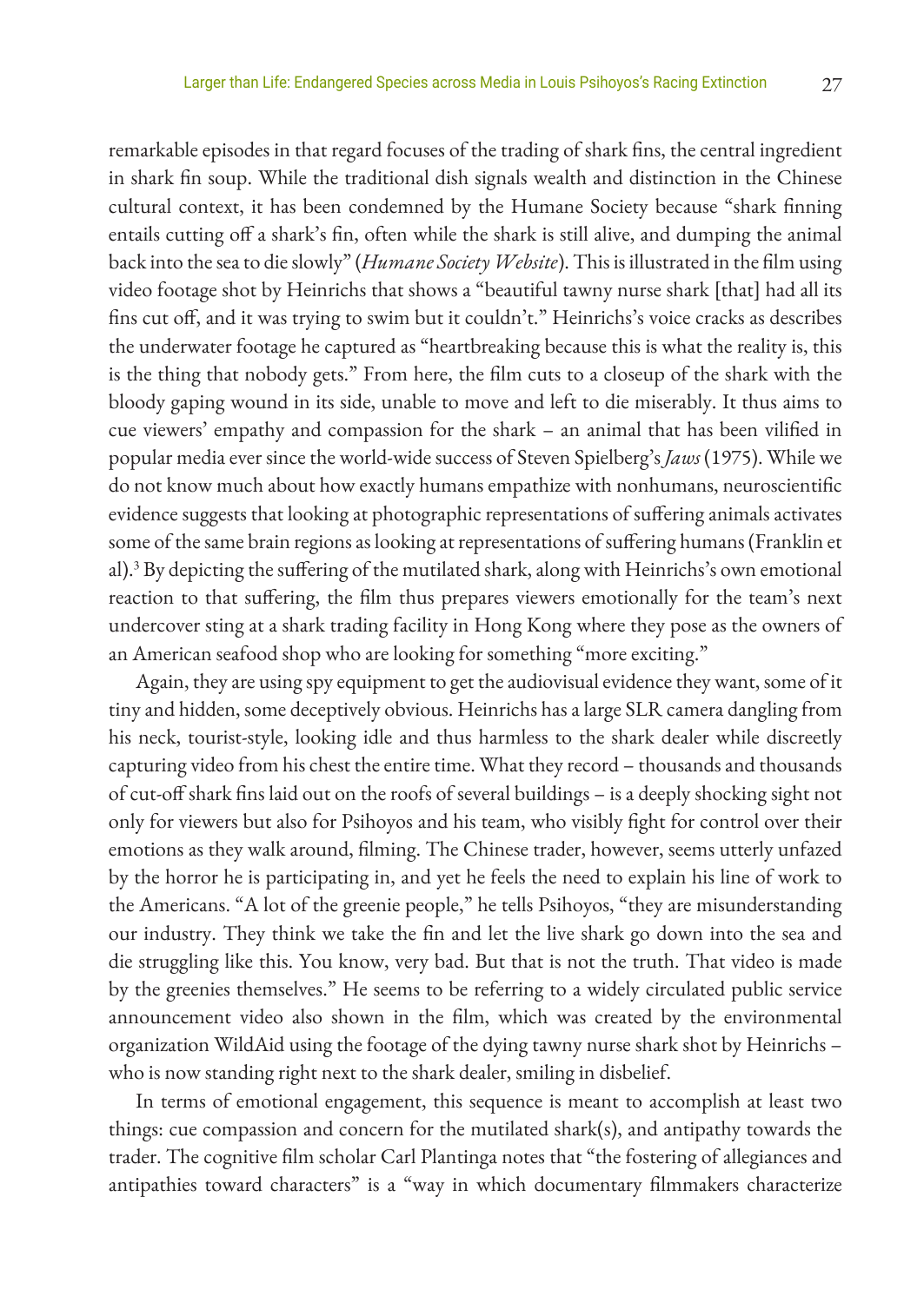remarkable episodes in that regard focuses of the trading of shark fins, the central ingredient in shark fin soup. While the traditional dish signals wealth and distinction in the Chinese cultural context, it has been condemned by the Humane Society because "shark finning entails cutting off a shark's fin, often while the shark is still alive, and dumping the animal back into the sea to die slowly" (*Humane Society Website*). This is illustrated in the film using video footage shot by Heinrichs that shows a "beautiful tawny nurse shark [that] had all its fins cut off, and it was trying to swim but it couldn't." Heinrichs's voice cracks as describes the underwater footage he captured as "heartbreaking because this is what the reality is, this is the thing that nobody gets." From here, the film cuts to a closeup of the shark with the bloody gaping wound in its side, unable to move and left to die miserably. It thus aims to cue viewers' empathy and compassion for the shark – an animal that has been vilified in popular media ever since the world-wide success of Steven Spielberg's *Jaws* (1975). While we do not know much about how exactly humans empathize with nonhumans, neuroscientific evidence suggests that looking at photographic representations of suffering animals activates some of the same brain regions as looking at representations of suffering humans (Franklin et al).[3] By depicting the suffering of the mutilated shark, along with Heinrichs's own emotional reaction to that suffering, the film thus prepares viewers emotionally for the team's next undercover sting at a shark trading facility in Hong Kong where they pose as the owners of an American seafood shop who are looking for something "more exciting."

Again, they are using spy equipment to get the audiovisual evidence they want, some of it tiny and hidden, some deceptively obvious. Heinrichs has a large SLR camera dangling from his neck, tourist-style, looking idle and thus harmless to the shark dealer while discreetly capturing video from his chest the entire time. What they record – thousands and thousands of cut-off shark fins laid out on the roofs of several buildings – is a deeply shocking sight not only for viewers but also for Psihoyos and his team, who visibly fight for control over their emotions as they walk around, filming. The Chinese trader, however, seems utterly unfazed by the horror he is participating in, and yet he feels the need to explain his line of work to the Americans. "A lot of the greenie people," he tells Psihoyos, "they are misunderstanding our industry. They think we take the fin and let the live shark go down into the sea and die struggling like this. You know, very bad. But that is not the truth. That video is made by the greenies themselves." He seems to be referring to a widely circulated public service announcement video also shown in the film, which was created by the environmental organization WildAid using the footage of the dying tawny nurse shark shot by Heinrichs – who is now standing right next to the shark dealer, smiling in disbelief.

In terms of emotional engagement, this sequence is meant to accomplish at least two things: cue compassion and concern for the mutilated shark(s), and antipathy towards the trader. The cognitive film scholar Carl Plantinga notes that "the fostering of allegiances and antipathies toward characters" is a "way in which documentary filmmakers characterize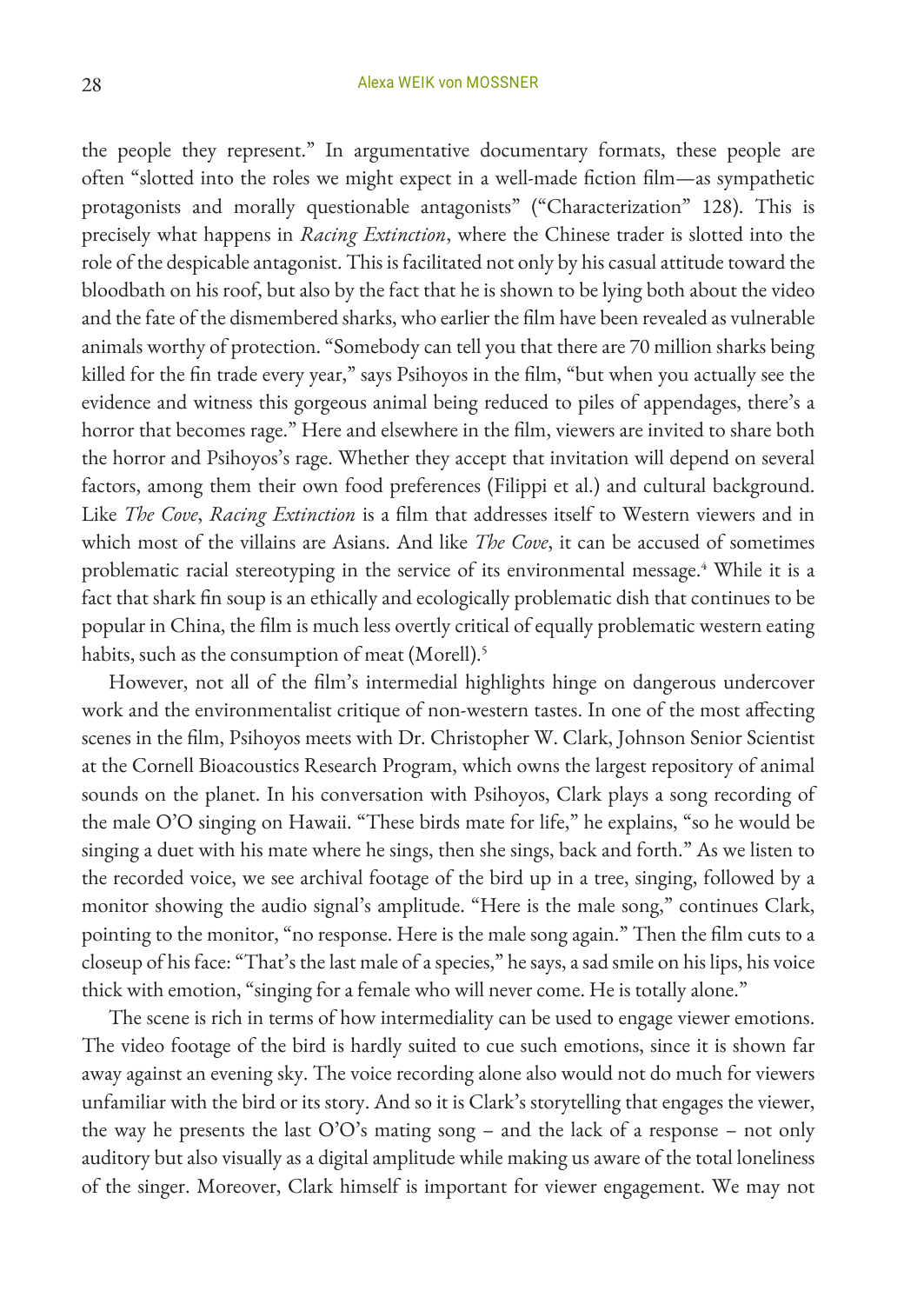the people they represent." In argumentative documentary formats, these people are often "slotted into the roles we might expect in a well-made fiction film—as sympathetic protagonists and morally questionable antagonists" ("Characterization" 128). This is precisely what happens in *Racing Extinction*, where the Chinese trader is slotted into the role of the despicable antagonist. This is facilitated not only by his casual attitude toward the bloodbath on his roof, but also by the fact that he is shown to be lying both about the video and the fate of the dismembered sharks, who earlier the film have been revealed as vulnerable animals worthy of protection. "Somebody can tell you that there are 70 million sharks being killed for the fin trade every year," says Psihoyos in the film, "but when you actually see the evidence and witness this gorgeous animal being reduced to piles of appendages, there's a horror that becomes rage." Here and elsewhere in the film, viewers are invited to share both the horror and Psihoyos's rage. Whether they accept that invitation will depend on several factors, among them their own food preferences (Filippi et al.) and cultural background. Like *The Cove*, *Racing Extinction* is a film that addresses itself to Western viewers and in which most of the villains are Asians. And like *The Cove*, it can be accused of sometimes problematic racial stereotyping in the service of its environmental message.[4] While it is a fact that shark fin soup is an ethically and ecologically problematic dish that continues to be popular in China, the film is much less overtly critical of equally problematic western eating habits, such as the consumption of meat (Morell).[5]

However, not all of the film's intermedial highlights hinge on dangerous undercover work and the environmentalist critique of non-western tastes. In one of the most affecting scenes in the film, Psihoyos meets with Dr. Christopher W. Clark, Johnson Senior Scientist at the Cornell Bioacoustics Research Program, which owns the largest repository of animal sounds on the planet. In his conversation with Psihoyos, Clark plays a song recording of the male O'O singing on Hawaii. "These birds mate for life," he explains, "so he would be singing a duet with his mate where he sings, then she sings, back and forth." As we listen to the recorded voice, we see archival footage of the bird up in a tree, singing, followed by a monitor showing the audio signal's amplitude. "Here is the male song," continues Clark, pointing to the monitor, "no response. Here is the male song again." Then the film cuts to a closeup of his face: "That's the last male of a species," he says, a sad smile on his lips, his voice thick with emotion, "singing for a female who will never come. He is totally alone."

The scene is rich in terms of how intermediality can be used to engage viewer emotions. The video footage of the bird is hardly suited to cue such emotions, since it is shown far away against an evening sky. The voice recording alone also would not do much for viewers unfamiliar with the bird or its story. And so it is Clark's storytelling that engages the viewer, the way he presents the last O'O's mating song – and the lack of a response – not only auditory but also visually as a digital amplitude while making us aware of the total loneliness of the singer. Moreover, Clark himself is important for viewer engagement. We may not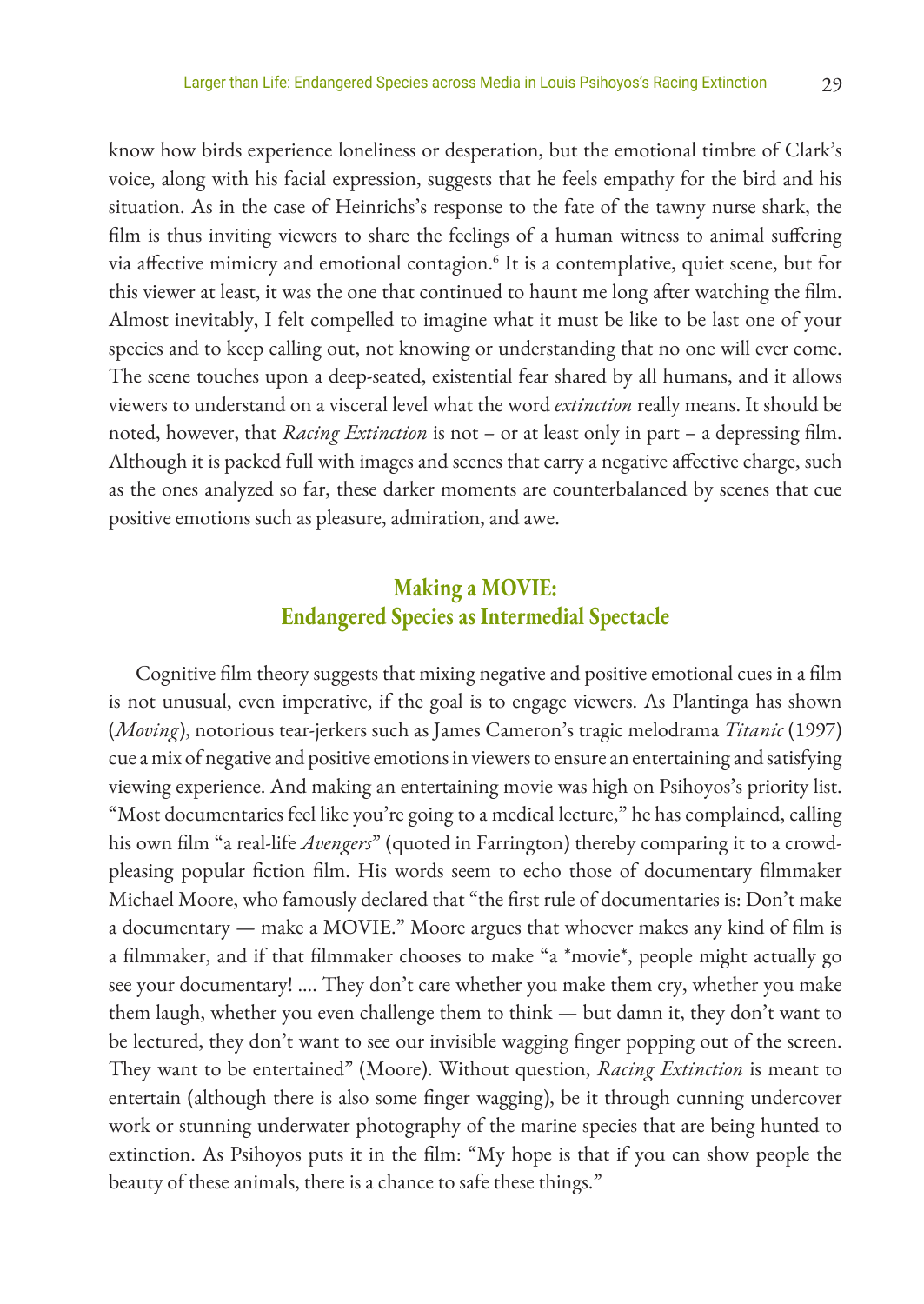know how birds experience loneliness or desperation, but the emotional timbre of Clark's voice, along with his facial expression, suggests that he feels empathy for the bird and his situation. As in the case of Heinrichs's response to the fate of the tawny nurse shark, the film is thus inviting viewers to share the feelings of a human witness to animal suffering via affective mimicry and emotional contagion.[6] It is a contemplative, quiet scene, but for this viewer at least, it was the one that continued to haunt me long after watching the film. Almost inevitably, I felt compelled to imagine what it must be like to be last one of your species and to keep calling out, not knowing or understanding that no one will ever come. The scene touches upon a deep-seated, existential fear shared by all humans, and it allows viewers to understand on a visceral level what the word *extinction* really means. It should be noted, however, that *Racing Extinction* is not – or at least only in part – a depressing film. Although it is packed full with images and scenes that carry a negative affective charge, such as the ones analyzed so far, these darker moments are counterbalanced by scenes that cue positive emotions such as pleasure, admiration, and awe.

## Making a MOVIE: Endangered Species as Intermedial Spectacle

Cognitive film theory suggests that mixing negative and positive emotional cues in a film is not unusual, even imperative, if the goal is to engage viewers. As Plantinga has shown (*Moving*), notorious tear-jerkers such as James Cameron's tragic melodrama *Titanic* (1997) cue a mix of negative and positive emotions in viewers to ensure an entertaining and satisfying viewing experience. And making an entertaining movie was high on Psihoyos's priority list. "Most documentaries feel like you're going to a medical lecture," he has complained, calling his own film "a real-life *Avengers*" (quoted in Farrington) thereby comparing it to a crowd-pleasing popular fiction film. His words seem to echo those of documentary filmmaker Michael Moore, who famously declared that "the first rule of documentaries is: Don't make a documentary — make a MOVIE." Moore argues that whoever makes any kind of film is a filmmaker, and if that filmmaker chooses to make "a *movie*, people might actually go see your documentary! .... They don't care whether you make them cry, whether you make them laugh, whether you even challenge them to think — but damn it, they don't want to be lectured, they don't want to see our invisible wagging finger popping out of the screen. They want to be entertained" (Moore). Without question, *Racing Extinction* is meant to entertain (although there is also some finger wagging), be it through cunning undercover work or stunning underwater photography of the marine species that are being hunted to extinction. As Psihoyos puts it in the film: "My hope is that if you can show people the beauty of these animals, there is a chance to safe these things."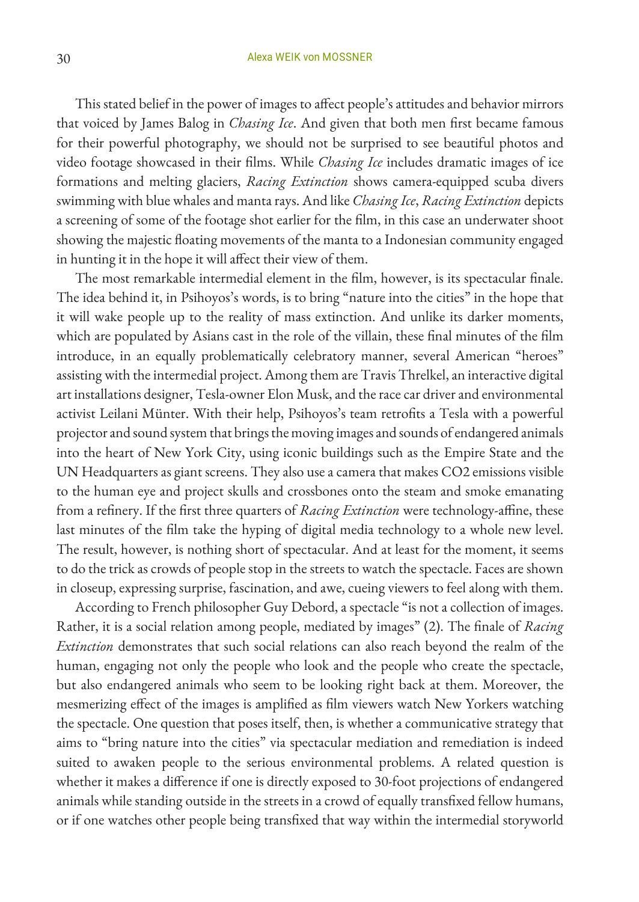This stated belief in the power of images to affect people's attitudes and behavior mirrors that voiced by James Balog in *Chasing Ice*. And given that both men first became famous for their powerful photography, we should not be surprised to see beautiful photos and video footage showcased in their films. While *Chasing Ice* includes dramatic images of ice formations and melting glaciers, *Racing Extinction* shows camera-equipped scuba divers swimming with blue whales and manta rays. And like *Chasing Ice*, *Racing Extinction* depicts a screening of some of the footage shot earlier for the film, in this case an underwater shoot showing the majestic floating movements of the manta to a Indonesian community engaged in hunting it in the hope it will affect their view of them.

The most remarkable intermedial element in the film, however, is its spectacular finale. The idea behind it, in Psihoyos's words, is to bring "nature into the cities" in the hope that it will wake people up to the reality of mass extinction. And unlike its darker moments, which are populated by Asians cast in the role of the villain, these final minutes of the film introduce, in an equally problematically celebratory manner, several American "heroes" assisting with the intermedial project. Among them are Travis Threlkel, an interactive digital art installations designer, Tesla-owner Elon Musk, and the race car driver and environmental activist Leilani Münter. With their help, Psihoyos's team retrofits a Tesla with a powerful projector and sound system that brings the moving images and sounds of endangered animals into the heart of New York City, using iconic buildings such as the Empire State and the UN Headquarters as giant screens. They also use a camera that makes CO2 emissions visible to the human eye and project skulls and crossbones onto the steam and smoke emanating from a refinery. If the first three quarters of *Racing Extinction* were technology-affine, these last minutes of the film take the hyping of digital media technology to a whole new level. The result, however, is nothing short of spectacular. And at least for the moment, it seems to do the trick as crowds of people stop in the streets to watch the spectacle. Faces are shown in closeup, expressing surprise, fascination, and awe, cueing viewers to feel along with them.

According to French philosopher Guy Debord, a spectacle "is not a collection of images. Rather, it is a social relation among people, mediated by images" (2). The finale of *Racing Extinction* demonstrates that such social relations can also reach beyond the realm of the human, engaging not only the people who look and the people who create the spectacle, but also endangered animals who seem to be looking right back at them. Moreover, the mesmerizing effect of the images is amplified as film viewers watch New Yorkers watching the spectacle. One question that poses itself, then, is whether a communicative strategy that aims to "bring nature into the cities" via spectacular mediation and remediation is indeed suited to awaken people to the serious environmental problems. A related question is whether it makes a difference if one is directly exposed to 30-foot projections of endangered animals while standing outside in the streets in a crowd of equally transfixed fellow humans, or if one watches other people being transfixed that way within the intermedial storyworld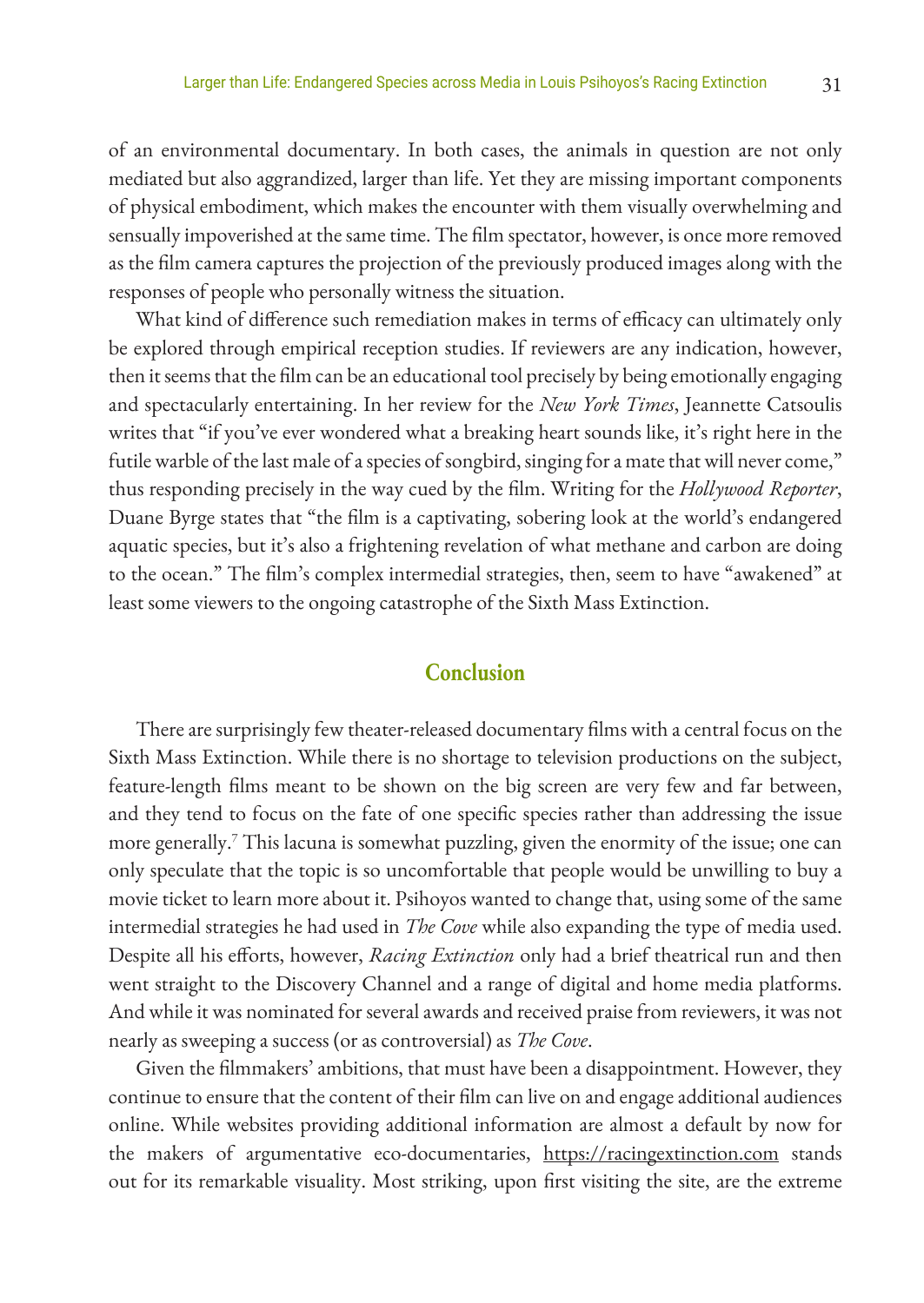of an environmental documentary. In both cases, the animals in question are not only mediated but also aggrandized, larger than life. Yet they are missing important components of physical embodiment, which makes the encounter with them visually overwhelming and sensually impoverished at the same time. The film spectator, however, is once more removed as the film camera captures the projection of the previously produced images along with the responses of people who personally witness the situation.

What kind of difference such remediation makes in terms of efficacy can ultimately only be explored through empirical reception studies. If reviewers are any indication, however, then it seems that the film can be an educational tool precisely by being emotionally engaging and spectacularly entertaining. In her review for the *New York Times*, Jeannette Catsoulis writes that "if you've ever wondered what a breaking heart sounds like, it's right here in the futile warble of the last male of a species of songbird, singing for a mate that will never come," thus responding precisely in the way cued by the film. Writing for the *Hollywood Reporter*, Duane Byrge states that "the film is a captivating, sobering look at the world's endangered aquatic species, but it's also a frightening revelation of what methane and carbon are doing to the ocean." The film's complex intermedial strategies, then, seem to have "awakened" at least some viewers to the ongoing catastrophe of the Sixth Mass Extinction.

## Conclusion

There are surprisingly few theater-released documentary films with a central focus on the Sixth Mass Extinction. While there is no shortage to television productions on the subject, feature-length films meant to be shown on the big screen are very few and far between, and they tend to focus on the fate of one specific species rather than addressing the issue more generally.[7] This lacuna is somewhat puzzling, given the enormity of the issue; one can only speculate that the topic is so uncomfortable that people would be unwilling to buy a movie ticket to learn more about it. Psihoyos wanted to change that, using some of the same intermedial strategies he had used in *The Cove* while also expanding the type of media used. Despite all his efforts, however, *Racing Extinction* only had a brief theatrical run and then went straight to the Discovery Channel and a range of digital and home media platforms. And while it was nominated for several awards and received praise from reviewers, it was not nearly as sweeping a success (or as controversial) as *The Cove*.

Given the filmmakers' ambitions, that must have been a disappointment. However, they continue to ensure that the content of their film can live on and engage additional audiences online. While websites providing additional information are almost a default by now for the makers of argumentative eco-documentaries, https://racingextinction.com stands out for its remarkable visuality. Most striking, upon first visiting the site, are the extreme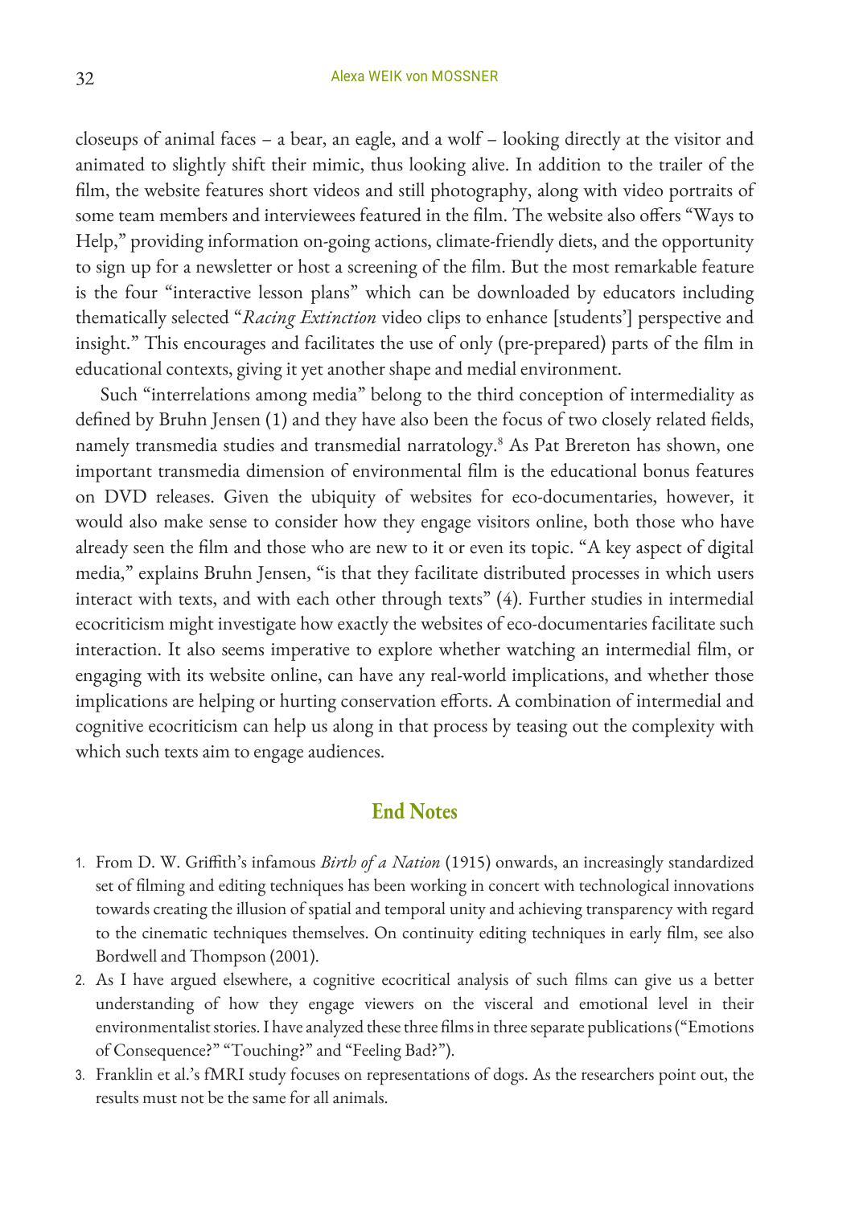closeups of animal faces – a bear, an eagle, and a wolf – looking directly at the visitor and animated to slightly shift their mimic, thus looking alive. In addition to the trailer of the film, the website features short videos and still photography, along with video portraits of some team members and interviewees featured in the film. The website also offers "Ways to Help," providing information on-going actions, climate-friendly diets, and the opportunity to sign up for a newsletter or host a screening of the film. But the most remarkable feature is the four "interactive lesson plans" which can be downloaded by educators including thematically selected "*Racing Extinction* video clips to enhance [students'] perspective and insight." This encourages and facilitates the use of only (pre-prepared) parts of the film in educational contexts, giving it yet another shape and medial environment.

Such "interrelations among media" belong to the third conception of intermediality as defined by Bruhn Jensen (1) and they have also been the focus of two closely related fields, namely transmedia studies and transmedial narratology.[8] As Pat Brereton has shown, one important transmedia dimension of environmental film is the educational bonus features on DVD releases. Given the ubiquity of websites for eco-documentaries, however, it would also make sense to consider how they engage visitors online, both those who have already seen the film and those who are new to it or even its topic. "A key aspect of digital media," explains Bruhn Jensen, "is that they facilitate distributed processes in which users interact with texts, and with each other through texts" (4). Further studies in intermedial ecocriticism might investigate how exactly the websites of eco-documentaries facilitate such interaction. It also seems imperative to explore whether watching an intermedial film, or engaging with its website online, can have any real-world implications, and whether those implications are helping or hurting conservation efforts. A combination of intermedial and cognitive ecocriticism can help us along in that process by teasing out the complexity with which such texts aim to engage audiences.

## End Notes

1. From D. W. Griffith's infamous *Birth of a Nation* (1915) onwards, an increasingly standardized set of filming and editing techniques has been working in concert with technological innovations towards creating the illusion of spatial and temporal unity and achieving transparency with regard to the cinematic techniques themselves. On continuity editing techniques in early film, see also Bordwell and Thompson (2001).
2. As I have argued elsewhere, a cognitive ecocritical analysis of such films can give us a better understanding of how they engage viewers on the visceral and emotional level in their environmentalist stories. I have analyzed these three films in three separate publications ("Emotions of Consequence?" "Touching?" and "Feeling Bad?").
3. Franklin et al.'s fMRI study focuses on representations of dogs. As the researchers point out, the results must not be the same for all animals.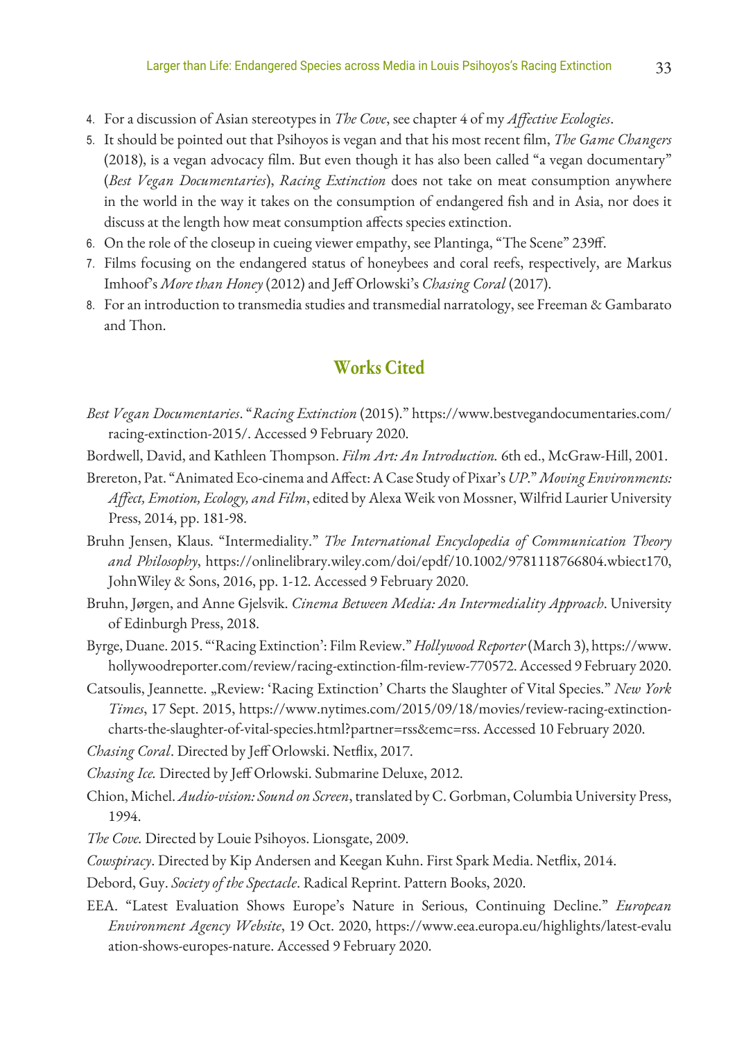4. For a discussion of Asian stereotypes in *The Cove*, see chapter 4 of my *Affective Ecologies*.
5. It should be pointed out that Psihoyos is vegan and that his most recent film, *The Game Changers* (2018), is a vegan advocacy film. But even though it has also been called "a vegan documentary" (*Best Vegan Documentaries*), *Racing Extinction* does not take on meat consumption anywhere in the world in the way it takes on the consumption of endangered fish and in Asia, nor does it discuss at the length how meat consumption affects species extinction.
6. On the role of the closeup in cueing viewer empathy, see Plantinga, "The Scene" 239ff.
7. Films focusing on the endangered status of honeybees and coral reefs, respectively, are Markus Imhoof's *More than Honey* (2012) and Jeff Orlowski's *Chasing Coral* (2017).
8. For an introduction to transmedia studies and transmedial narratology, see Freeman & Gambarato and Thon.

## Works Cited

*Best Vegan Documentaries*. "*Racing Extinction* (2015)." https://www.bestvegandocumentaries.com/racing-extinction-2015/. Accessed 9 February 2020.

Bordwell, David, and Kathleen Thompson. *Film Art: An Introduction.* 6th ed., McGraw-Hill, 2001.

Brereton, Pat. "Animated Eco-cinema and Affect: A Case Study of Pixar's *UP*." *Moving Environments: Affect, Emotion, Ecology, and Film*, edited by Alexa Weik von Mossner, Wilfrid Laurier University Press, 2014, pp. 181-98.

Bruhn Jensen, Klaus. "Intermediality." *The International Encyclopedia of Communication Theory and Philosophy*, https://onlinelibrary.wiley.com/doi/epdf/10.1002/9781118766804.wbiect170, JohnWiley & Sons, 2016, pp. 1-12. Accessed 9 February 2020.

Bruhn, Jørgen, and Anne Gjelsvik. *Cinema Between Media: An Intermediality Approach*. University of Edinburgh Press, 2018.

Byrge, Duane. 2015. "'Racing Extinction': Film Review." *Hollywood Reporter* (March 3), https://www.hollywoodreporter.com/review/racing-extinction-film-review-770572. Accessed 9 February 2020.

Catsoulis, Jeannette. „Review: 'Racing Extinction' Charts the Slaughter of Vital Species." *New York Times*, 17 Sept. 2015, https://www.nytimes.com/2015/09/18/movies/review-racing-extinction-charts-the-slaughter-of-vital-species.html?partner=rss&emc=rss. Accessed 10 February 2020.

*Chasing Coral*. Directed by Jeff Orlowski. Netflix, 2017.

*Chasing Ice.* Directed by Jeff Orlowski. Submarine Deluxe, 2012.

Chion, Michel. *Audio-vision: Sound on Screen*, translated by C. Gorbman, Columbia University Press, 1994.

*The Cove.* Directed by Louie Psihoyos. Lionsgate, 2009.

*Cowspiracy*. Directed by Kip Andersen and Keegan Kuhn. First Spark Media. Netflix, 2014.

Debord, Guy. *Society of the Spectacle*. Radical Reprint. Pattern Books, 2020.

EEA. "Latest Evaluation Shows Europe's Nature in Serious, Continuing Decline." *European Environment Agency Website*, 19 Oct. 2020, https://www.eea.europa.eu/highlights/latest-evaluation-shows-europes-nature. Accessed 9 February 2020.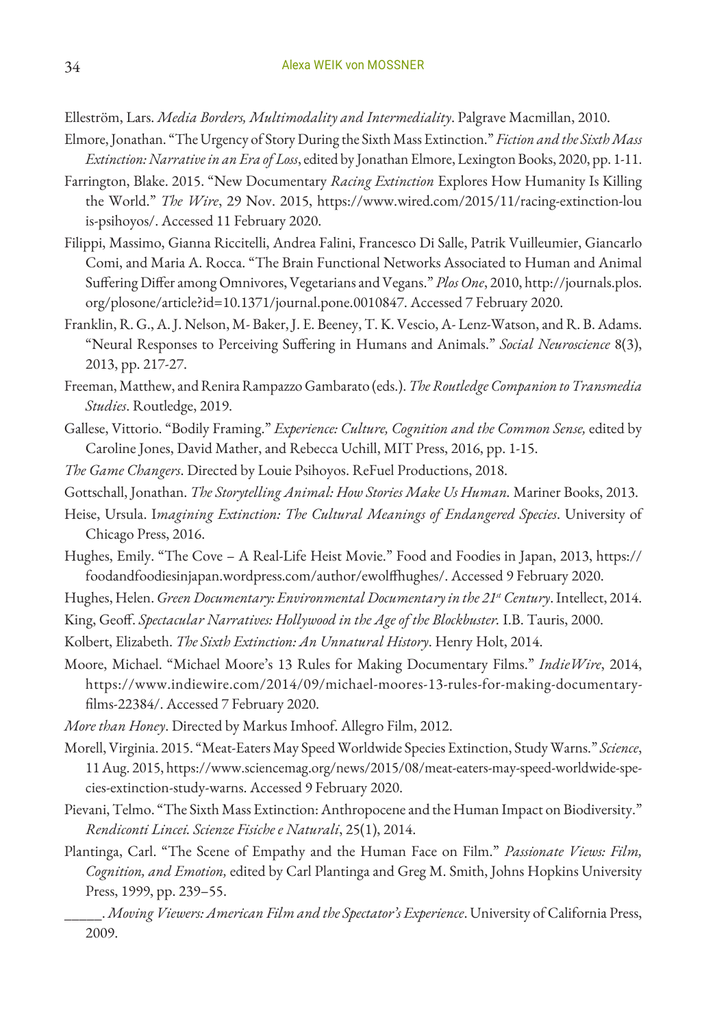Elleström, Lars. *Media Borders, Multimodality and Intermediality*. Palgrave Macmillan, 2010.

Elmore, Jonathan. "The Urgency of Story During the Sixth Mass Extinction." *Fiction and the Sixth Mass Extinction: Narrative in an Era of Loss*, edited by Jonathan Elmore, Lexington Books, 2020, pp. 1-11.

Farrington, Blake. 2015. "New Documentary *Racing Extinction* Explores How Humanity Is Killing the World." *The Wire*, 29 Nov. 2015, https://www.wired.com/2015/11/racing-extinction-louis-psihoyos/. Accessed 11 February 2020.

Filippi, Massimo, Gianna Riccitelli, Andrea Falini, Francesco Di Salle, Patrik Vuilleumier, Giancarlo Comi, and Maria A. Rocca. "The Brain Functional Networks Associated to Human and Animal Suffering Differ among Omnivores, Vegetarians and Vegans." *Plos One*, 2010, http://journals.plos.org/plosone/article?id=10.1371/journal.pone.0010847. Accessed 7 February 2020.

Franklin, R. G., A. J. Nelson, M- Baker, J. E. Beeney, T. K. Vescio, A- Lenz-Watson, and R. B. Adams. "Neural Responses to Perceiving Suffering in Humans and Animals." *Social Neuroscience* 8(3), 2013, pp. 217-27.

Freeman, Matthew, and Renira Rampazzo Gambarato (eds.). *The Routledge Companion to Transmedia Studies*. Routledge, 2019.

Gallese, Vittorio. "Bodily Framing." *Experience: Culture, Cognition and the Common Sense,* edited by Caroline Jones, David Mather, and Rebecca Uchill, MIT Press, 2016, pp. 1-15.

*The Game Changers*. Directed by Louie Psihoyos. ReFuel Productions, 2018.

Gottschall, Jonathan. *The Storytelling Animal: How Stories Make Us Human.* Mariner Books, 2013.

Heise, Ursula. I*magining Extinction: The Cultural Meanings of Endangered Species*. University of Chicago Press, 2016.

Hughes, Emily. "The Cove – A Real-Life Heist Movie." Food and Foodies in Japan, 2013, https://foodandfoodiesinjapan.wordpress.com/author/ewolffhughes/. Accessed 9 February 2020.

Hughes, Helen. *Green Documentary: Environmental Documentary in the 21st Century*. Intellect, 2014.

King, Geoff. *Spectacular Narratives: Hollywood in the Age of the Blockbuster.* I.B. Tauris, 2000.

Kolbert, Elizabeth. *The Sixth Extinction: An Unnatural History*. Henry Holt, 2014.

Moore, Michael. "Michael Moore's 13 Rules for Making Documentary Films." *IndieWire*, 2014, https://www.indiewire.com/2014/09/michael-moores-13-rules-for-making-documentary-films-22384/. Accessed 7 February 2020.

*More than Honey*. Directed by Markus Imhoof. Allegro Film, 2012.

Morell, Virginia. 2015. "Meat-Eaters May Speed Worldwide Species Extinction, Study Warns." *Science*, 11 Aug. 2015, https://www.sciencemag.org/news/2015/08/meat-eaters-may-speed-worldwide-species-extinction-study-warns. Accessed 9 February 2020.

Pievani, Telmo. "The Sixth Mass Extinction: Anthropocene and the Human Impact on Biodiversity." *Rendiconti Lincei. Scienze Fisiche e Naturali*, 25(1), 2014.

Plantinga, Carl. "The Scene of Empathy and the Human Face on Film." *Passionate Views: Film, Cognition, and Emotion,* edited by Carl Plantinga and Greg M. Smith, Johns Hopkins University Press, 1999, pp. 239–55.

\_\_\_\_\_. *Moving Viewers: American Film and the Spectator's Experience*. University of California Press, 2009.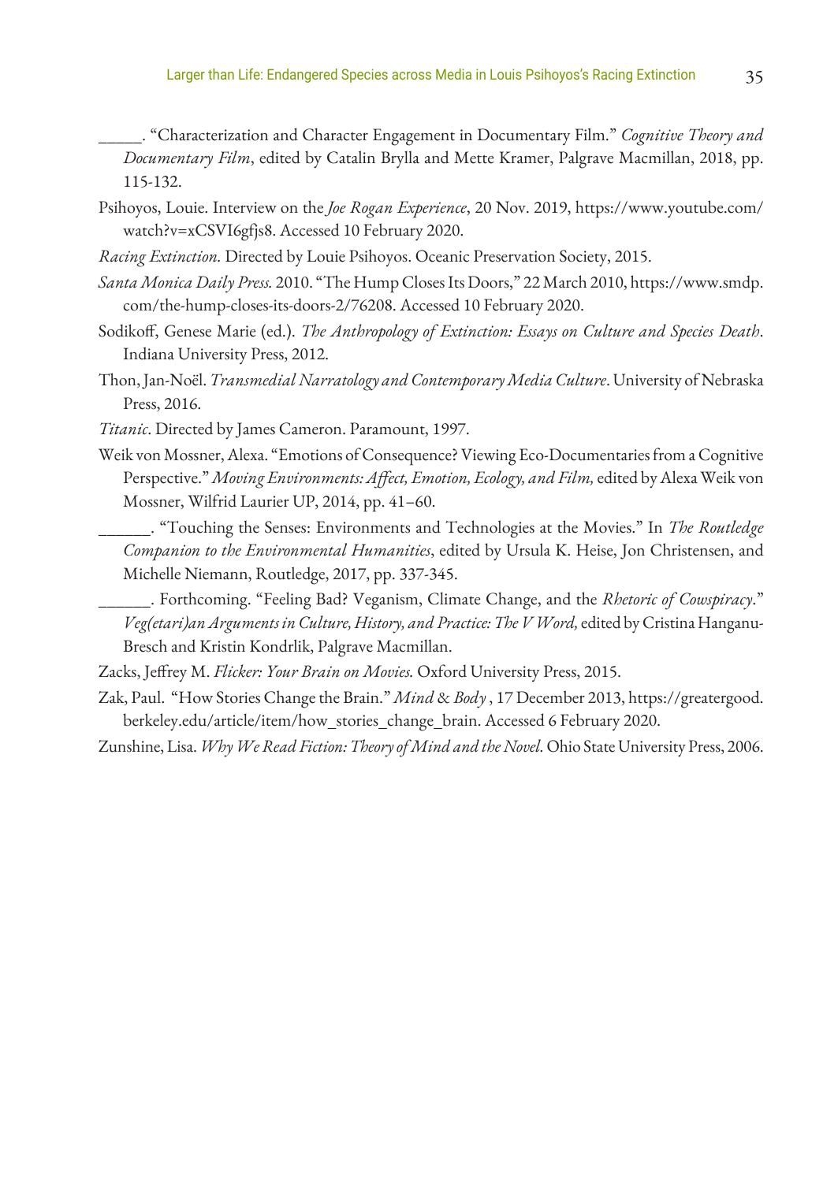_____. "Characterization and Character Engagement in Documentary Film." *Cognitive Theory and Documentary Film*, edited by Catalin Brylla and Mette Kramer, Palgrave Macmillan, 2018, pp. 115-132.

Psihoyos, Louie. Interview on the *Joe Rogan Experience*, 20 Nov. 2019, https://www.youtube.com/watch?v=xCSVI6gfjs8. Accessed 10 February 2020.

*Racing Extinction.* Directed by Louie Psihoyos. Oceanic Preservation Society, 2015.

*Santa Monica Daily Press.* 2010. "The Hump Closes Its Doors," 22 March 2010, https://www.smdp.com/the-hump-closes-its-doors-2/76208. Accessed 10 February 2020.

Sodikoff, Genese Marie (ed.). *The Anthropology of Extinction: Essays on Culture and Species Death*. Indiana University Press, 2012.

Thon, Jan-Noël. *Transmedial Narratology and Contemporary Media Culture*. University of Nebraska Press, 2016.

*Titanic*. Directed by James Cameron. Paramount, 1997.

Weik von Mossner, Alexa. "Emotions of Consequence? Viewing Eco-Documentaries from a Cognitive Perspective." *Moving Environments: Affect, Emotion, Ecology, and Film,* edited by Alexa Weik von Mossner, Wilfrid Laurier UP, 2014, pp. 41–60.

______. "Touching the Senses: Environments and Technologies at the Movies." In *The Routledge Companion to the Environmental Humanities*, edited by Ursula K. Heise, Jon Christensen, and Michelle Niemann, Routledge, 2017, pp. 337-345.

______. Forthcoming. "Feeling Bad? Veganism, Climate Change, and the *Rhetoric of Cowspiracy*." *Veg(etari)an Arguments in Culture, History, and Practice: The V Word,* edited by Cristina Hanganu-Bresch and Kristin Kondrlik, Palgrave Macmillan.

Zacks, Jeffrey M. *Flicker: Your Brain on Movies.* Oxford University Press, 2015.

Zak, Paul. "How Stories Change the Brain." *Mind & Body* , 17 December 2013, https://greatergood.berkeley.edu/article/item/how_stories_change_brain. Accessed 6 February 2020.

Zunshine, Lisa. *Why We Read Fiction: Theory of Mind and the Novel.* Ohio State University Press, 2006.